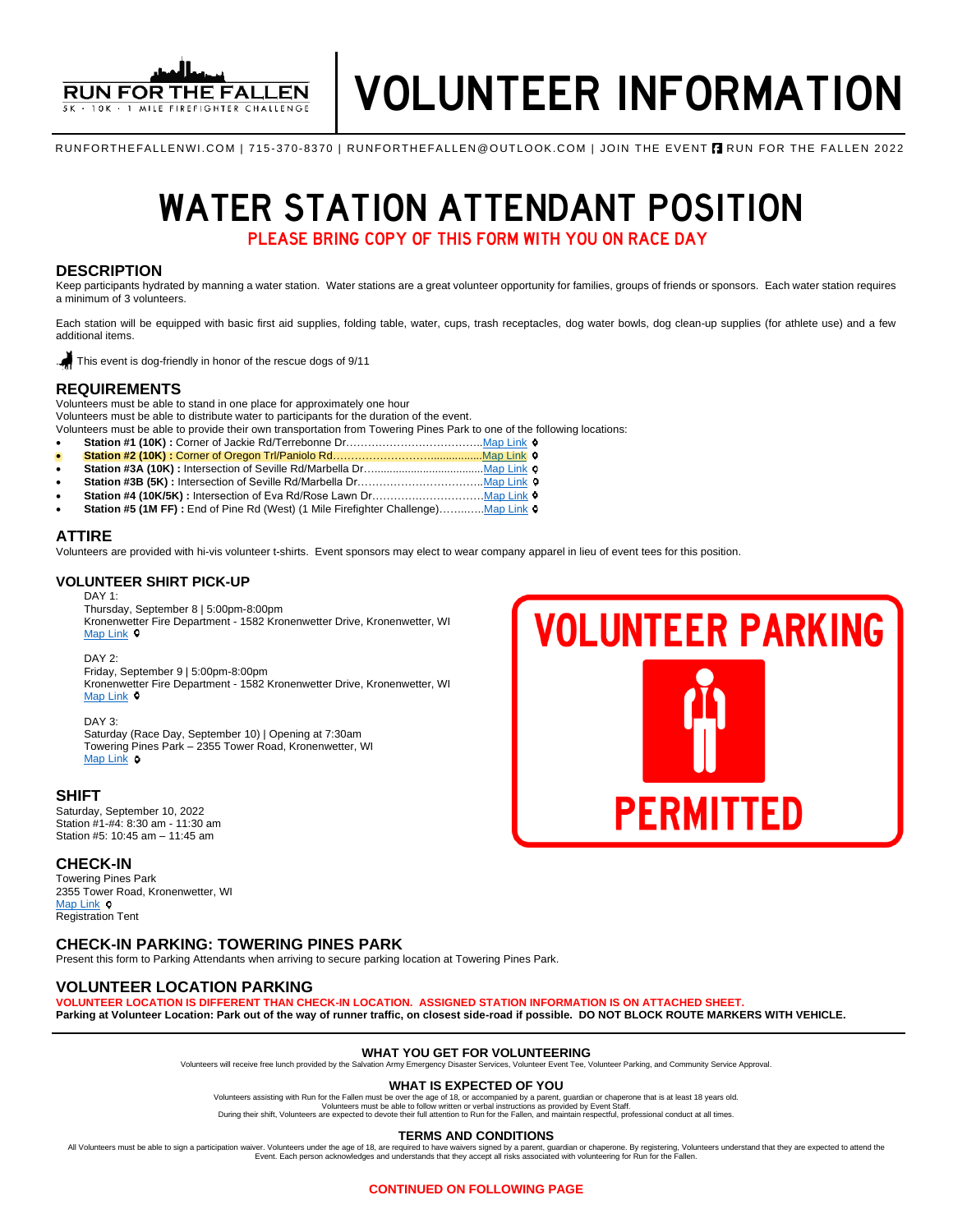RUN FOR THE FALLEN
5K · 10K · 1 MILE FIREFIGHTER CHALLENGE

# VOLUNTEER INFORMATION

RUNFORTHEFALLENWI.COM | 715-370-8370 | RUNFORTHEFALLEN@OUTLOOK.COM | JOIN THE EVENT RUN FOR THE FALLEN 2022

# WATER STATION ATTENDANT POSITION

**PLEASE BRING COPY OF THIS FORM WITH YOU ON RACE DAY**

## DESCRIPTION

Keep participants hydrated by manning a water station. Water stations are a great volunteer opportunity for families, groups of friends or sponsors. Each water station requires a minimum of 3 volunteers.

Each station will be equipped with basic first aid supplies, folding table, water, cups, trash receptacles, dog water bowls, dog clean-up supplies (for athlete use) and a few additional items.

This event is dog-friendly in honor of the rescue dogs of 9/11

## REQUIREMENTS

Volunteers must be able to stand in one place for approximately one hour
Volunteers must be able to distribute water to participants for the duration of the event.
Volunteers must be able to provide their own transportation from Towering Pines Park to one of the following locations:

- **Station #1 (10K) :** Corner of Jackie Rd/Terrebonne Dr……………………………….Map Link
- **Station #2 (10K) :** Corner of Oregon Trl/Paniolo Rd……………………………..............Map Link
- **Station #3A (10K) :** Intersection of Seville Rd/Marbella Dr......................................Map Link
- **Station #3B (5K) :** Intersection of Seville Rd/Marbella Dr…………………………….Map Link
- **Station #4 (10K/5K) :** Intersection of Eva Rd/Rose Lawn Dr………….………………Map Link
- **Station #5 (1M FF) :** End of Pine Rd (West) (1 Mile Firefighter Challenge)…….....…..Map Link

## ATTIRE

Volunteers are provided with hi-vis volunteer t-shirts. Event sponsors may elect to wear company apparel in lieu of event tees for this position.

## VOLUNTEER SHIRT PICK-UP

DAY 1:
Thursday, September 8 | 5:00pm-8:00pm
Kronenwetter Fire Department - 1582 Kronenwetter Drive, Kronenwetter, WI
Map Link

DAY 2:
Friday, September 9 | 5:00pm-8:00pm
Kronenwetter Fire Department - 1582 Kronenwetter Drive, Kronenwetter, WI
Map Link

DAY 3:
Saturday (Race Day, September 10) | Opening at 7:30am
Towering Pines Park – 2355 Tower Road, Kronenwetter, WI
Map Link

**VOLUNTEER PARKING PERMITTED**

## SHIFT

Saturday, September 10, 2022
Station #1-#4: 8:30 am - 11:30 am
Station #5: 10:45 am – 11:45 am

## CHECK-IN

Towering Pines Park
2355 Tower Road, Kronenwetter, WI
Map Link
Registration Tent

## CHECK-IN PARKING: TOWERING PINES PARK

Present this form to Parking Attendants when arriving to secure parking location at Towering Pines Park.

## VOLUNTEER LOCATION PARKING

**VOLUNTEER LOCATION IS DIFFERENT THAN CHECK-IN LOCATION. ASSIGNED STATION INFORMATION IS ON ATTACHED SHEET.**
**Parking at Volunteer Location: Park out of the way of runner traffic, on closest side-road if possible. DO NOT BLOCK ROUTE MARKERS WITH VEHICLE.**

### WHAT YOU GET FOR VOLUNTEERING

Volunteers will receive free lunch provided by the Salvation Army Emergency Disaster Services, Volunteer Event Tee, Volunteer Parking, and Community Service Approval.

### WHAT IS EXPECTED OF YOU

Volunteers assisting with Run for the Fallen must be over the age of 18, or accompanied by a parent, guardian or chaperone that is at least 18 years old.
Volunteers must be able to follow written or verbal instructions as provided by Event Staff.
During their shift, Volunteers are expected to devote their full attention to Run for the Fallen, and maintain respectful, professional conduct at all times.

### TERMS AND CONDITIONS

All Volunteers must be able to sign a participation waiver. Volunteers under the age of 18, are required to have waivers signed by a parent, guardian or chaperone. By registering, Volunteers understand that they are expected to attend the Event. Each person acknowledges and understands that they accept all risks associated with volunteering for Run for the Fallen.

**CONTINUED ON FOLLOWING PAGE**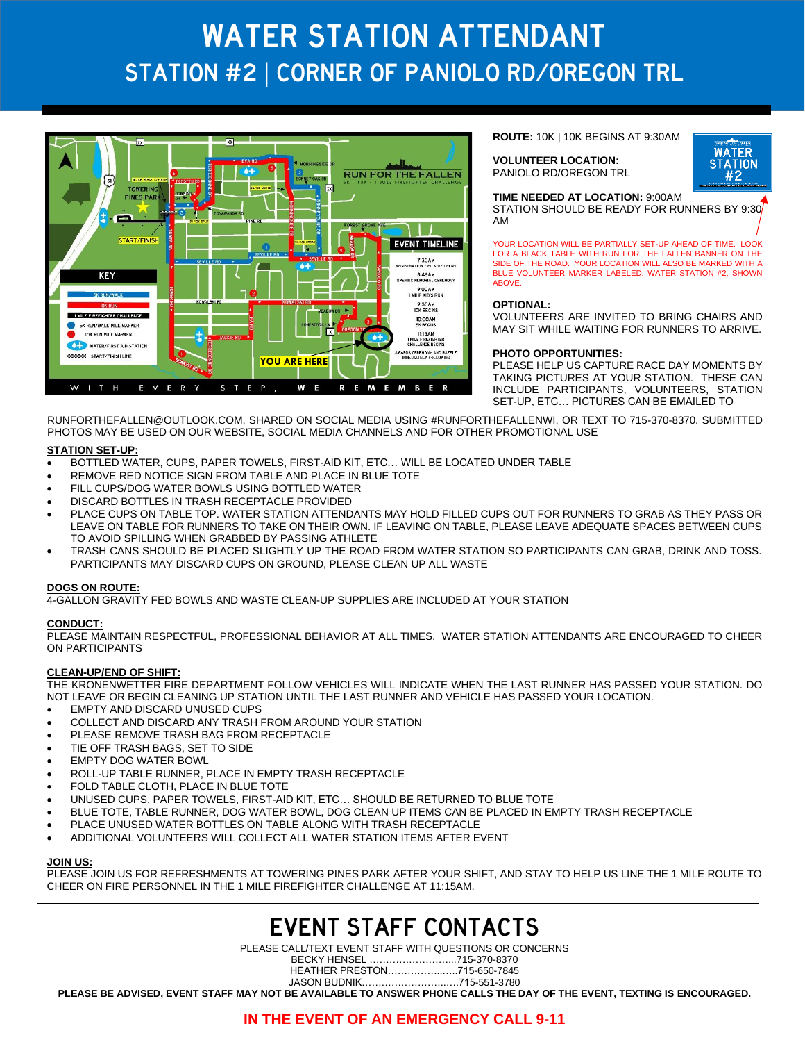# WATER STATION ATTENDANT

## STATION #2 | CORNER OF PANIOLO RD/OREGON TRL

**ROUTE:** 10K | 10K BEGINS AT 9:30AM

**VOLUNTEER LOCATION:**
PANIOLO RD/OREGON TRL

**TIME NEEDED AT LOCATION:** 9:00AM
STATION SHOULD BE READY FOR RUNNERS BY 9:30 AM

YOUR LOCATION WILL BE PARTIALLY SET-UP AHEAD OF TIME. LOOK FOR A BLACK TABLE WITH RUN FOR THE FALLEN BANNER ON THE SIDE OF THE ROAD. YOUR LOCATION WILL ALSO BE MARKED WITH A BLUE VOLUNTEER MARKER LABELED: WATER STATION #2, SHOWN ABOVE.

**OPTIONAL:**
VOLUNTEERS ARE INVITED TO BRING CHAIRS AND MAY SIT WHILE WAITING FOR RUNNERS TO ARRIVE.

**PHOTO OPPORTUNITIES:**
PLEASE HELP US CAPTURE RACE DAY MOMENTS BY TAKING PICTURES AT YOUR STATION. THESE CAN INCLUDE PARTICIPANTS, VOLUNTEERS, STATION SET-UP, ETC… PICTURES CAN BE EMAILED TO RUNFORTHEFALLEN@OUTLOOK.COM, SHARED ON SOCIAL MEDIA USING #RUNFORTHEFALLENWI, OR TEXT TO 715-370-8370. SUBMITTED PHOTOS MAY BE USED ON OUR WEBSITE, SOCIAL MEDIA CHANNELS AND FOR OTHER PROMOTIONAL USE

**STATION SET-UP:**

- BOTTLED WATER, CUPS, PAPER TOWELS, FIRST-AID KIT, ETC… WILL BE LOCATED UNDER TABLE
- REMOVE RED NOTICE SIGN FROM TABLE AND PLACE IN BLUE TOTE
- FILL CUPS/DOG WATER BOWLS USING BOTTLED WATER
- DISCARD BOTTLES IN TRASH RECEPTACLE PROVIDED
- PLACE CUPS ON TABLE TOP. WATER STATION ATTENDANTS MAY HOLD FILLED CUPS OUT FOR RUNNERS TO GRAB AS THEY PASS OR LEAVE ON TABLE FOR RUNNERS TO TAKE ON THEIR OWN. IF LEAVING ON TABLE, PLEASE LEAVE ADEQUATE SPACES BETWEEN CUPS TO AVOID SPILLING WHEN GRABBED BY PASSING ATHLETE
- TRASH CANS SHOULD BE PLACED SLIGHTLY UP THE ROAD FROM WATER STATION SO PARTICIPANTS CAN GRAB, DRINK AND TOSS. PARTICIPANTS MAY DISCARD CUPS ON GROUND, PLEASE CLEAN UP ALL WASTE

**DOGS ON ROUTE:**
4-GALLON GRAVITY FED BOWLS AND WASTE CLEAN-UP SUPPLIES ARE INCLUDED AT YOUR STATION

**CONDUCT:**
PLEASE MAINTAIN RESPECTFUL, PROFESSIONAL BEHAVIOR AT ALL TIMES. WATER STATION ATTENDANTS ARE ENCOURAGED TO CHEER ON PARTICIPANTS

**CLEAN-UP/END OF SHIFT:**
THE KRONENWETTER FIRE DEPARTMENT FOLLOW VEHICLES WILL INDICATE WHEN THE LAST RUNNER HAS PASSED YOUR STATION. DO NOT LEAVE OR BEGIN CLEANING UP STATION UNTIL THE LAST RUNNER AND VEHICLE HAS PASSED YOUR LOCATION.

- EMPTY AND DISCARD UNUSED CUPS
- COLLECT AND DISCARD ANY TRASH FROM AROUND YOUR STATION
- PLEASE REMOVE TRASH BAG FROM RECEPTACLE
- TIE OFF TRASH BAGS, SET TO SIDE
- EMPTY DOG WATER BOWL
- ROLL-UP TABLE RUNNER, PLACE IN EMPTY TRASH RECEPTACLE
- FOLD TABLE CLOTH, PLACE IN BLUE TOTE
- UNUSED CUPS, PAPER TOWELS, FIRST-AID KIT, ETC… SHOULD BE RETURNED TO BLUE TOTE
- BLUE TOTE, TABLE RUNNER, DOG WATER BOWL, DOG CLEAN UP ITEMS CAN BE PLACED IN EMPTY TRASH RECEPTACLE
- PLACE UNUSED WATER BOTTLES ON TABLE ALONG WITH TRASH RECEPTACLE
- ADDITIONAL VOLUNTEERS WILL COLLECT ALL WATER STATION ITEMS AFTER EVENT

**JOIN US:**
PLEASE JOIN US FOR REFRESHMENTS AT TOWERING PINES PARK AFTER YOUR SHIFT, AND STAY TO HELP US LINE THE 1 MILE ROUTE TO CHEER ON FIRE PERSONNEL IN THE 1 MILE FIREFIGHTER CHALLENGE AT 11:15AM.

## EVENT STAFF CONTACTS

PLEASE CALL/TEXT EVENT STAFF WITH QUESTIONS OR CONCERNS

BECKY HENSEL ……………………...715-370-8370
HEATHER PRESTON………………....715-650-7845
JASON BUDNIK…………………….....715-551-3780

**PLEASE BE ADVISED, EVENT STAFF MAY NOT BE AVAILABLE TO ANSWER PHONE CALLS THE DAY OF THE EVENT, TEXTING IS ENCOURAGED.**

**IN THE EVENT OF AN EMERGENCY CALL 9-11**